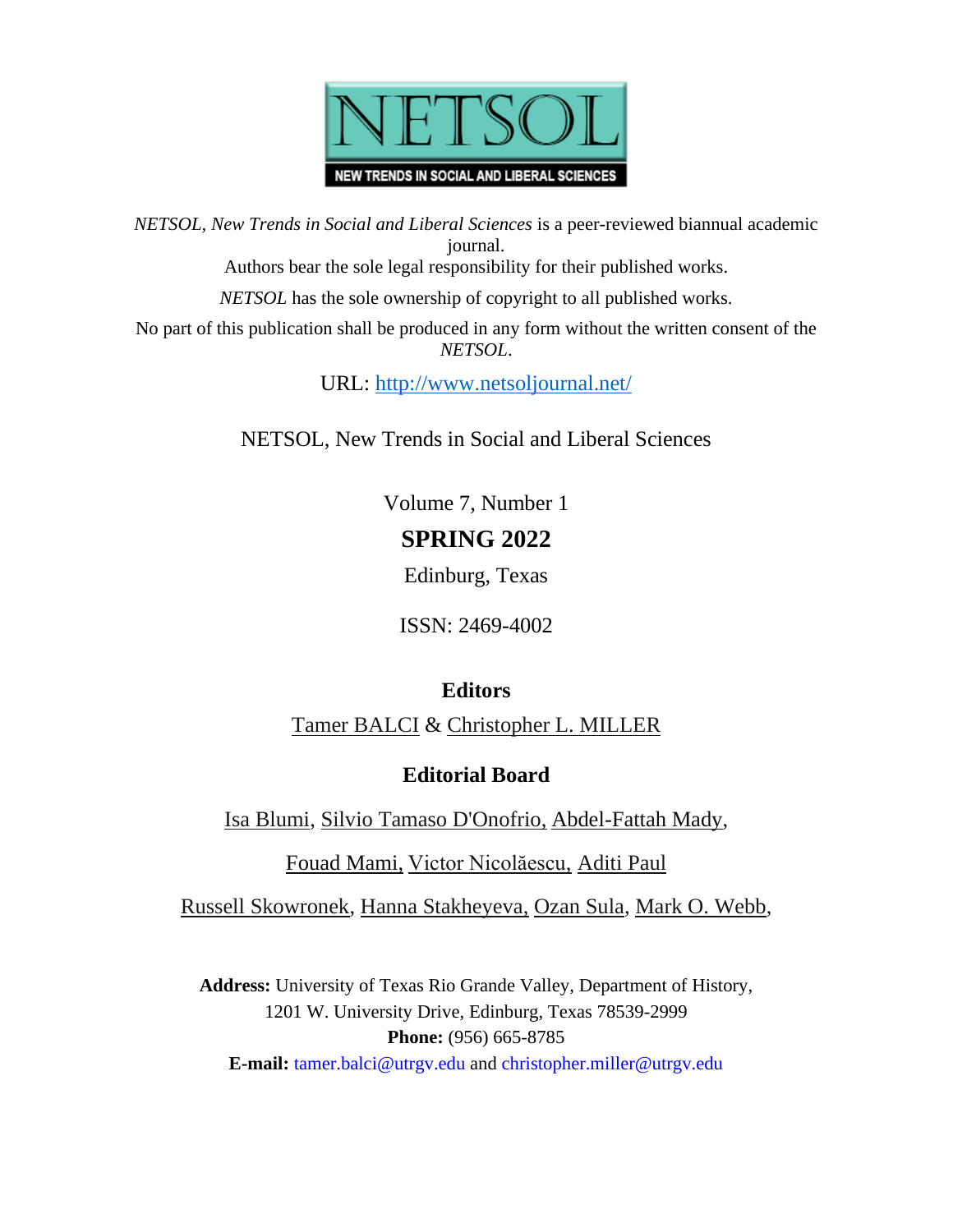NETSOL

NEW TRENDS IN SOCIAL AND LIBERAL SCIENCES

*NETSOL, New Trends in Social and Liberal Sciences* is a peer-reviewed biannual academic journal.

Authors bear the sole legal responsibility for their published works.

*NETSOL* has the sole ownership of copyright to all published works.

No part of this publication shall be produced in any form without the written consent of the *NETSOL*.

URL: http://www.netsoljournal.net/

NETSOL, New Trends in Social and Liberal Sciences

Volume 7, Number 1

**SPRING 2022**

Edinburg, Texas

ISSN: 2469-4002

**Editors**

Tamer BALCI & Christopher L. MILLER

**Editorial Board**

Isa Blumi, Silvio Tamaso D'Onofrio, Abdel-Fattah Mady,

Fouad Mami, Victor Nicolăescu, Aditi Paul

Russell Skowronek, Hanna Stakheyeva, Ozan Sula, Mark O. Webb,

**Address:** University of Texas Rio Grande Valley, Department of History,
1201 W. University Drive, Edinburg, Texas 78539-2999
**Phone:** (956) 665-8785
**E-mail:** tamer.balci@utrgv.edu and christopher.miller@utrgv.edu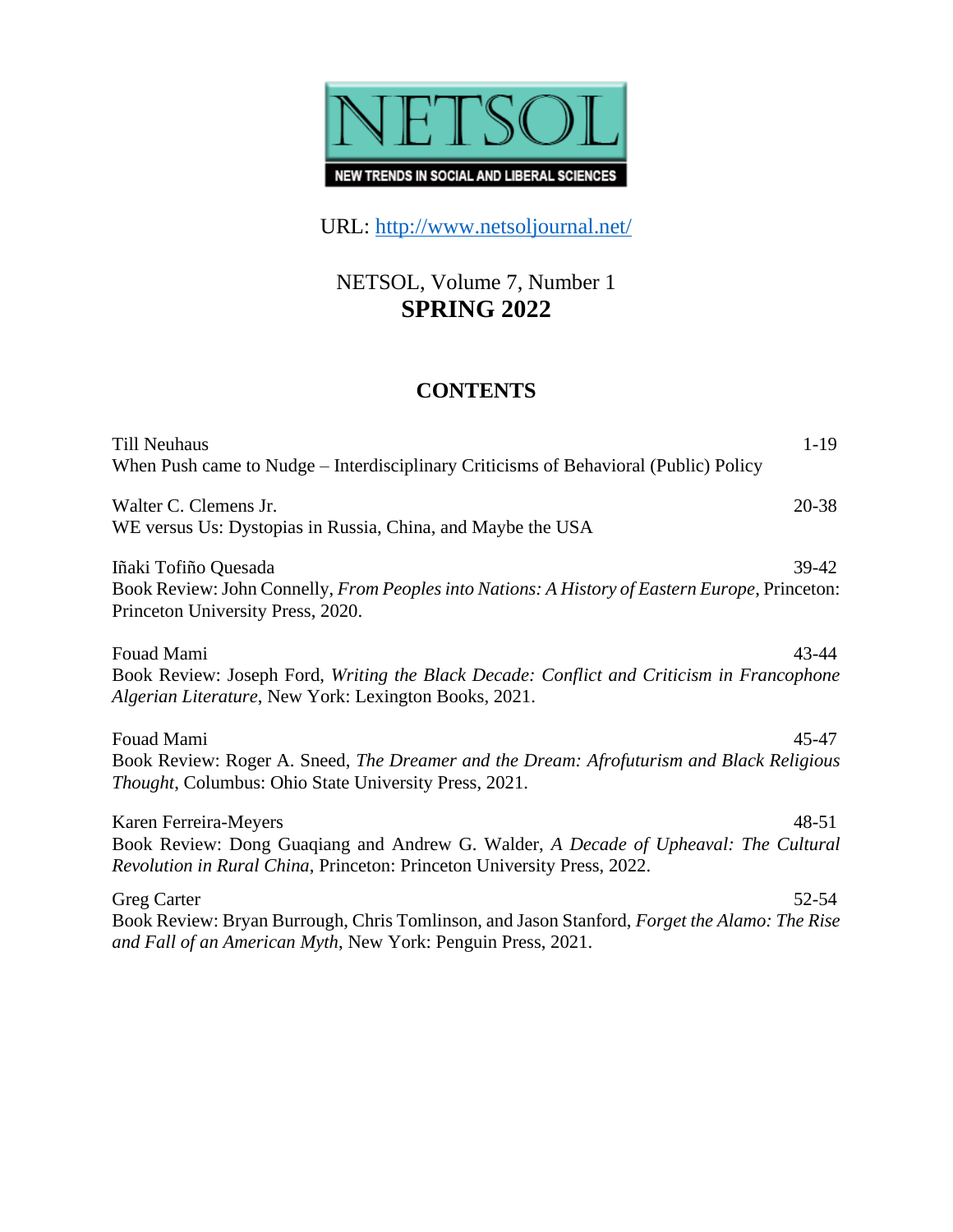NETSOL

NEW TRENDS IN SOCIAL AND LIBERAL SCIENCES

URL: http://www.netsoljournal.net/

NETSOL, Volume 7, Number 1
**SPRING 2022**

## CONTENTS

Till Neuhaus — 1-19
When Push came to Nudge – Interdisciplinary Criticisms of Behavioral (Public) Policy

Walter C. Clemens Jr. — 20-38
WE versus Us: Dystopias in Russia, China, and Maybe the USA

Iñaki Tofiño Quesada — 39-42
Book Review: John Connelly, *From Peoples into Nations: A History of Eastern Europe*, Princeton: Princeton University Press, 2020.

Fouad Mami — 43-44
Book Review: Joseph Ford, *Writing the Black Decade: Conflict and Criticism in Francophone Algerian Literature*, New York: Lexington Books, 2021.

Fouad Mami — 45-47
Book Review: Roger A. Sneed, *The Dreamer and the Dream: Afrofuturism and Black Religious Thought*, Columbus: Ohio State University Press, 2021.

Karen Ferreira-Meyers — 48-51
Book Review: Dong Guaqiang and Andrew G. Walder, *A Decade of Upheaval: The Cultural Revolution in Rural China*, Princeton: Princeton University Press, 2022.

Greg Carter — 52-54
Book Review: Bryan Burrough, Chris Tomlinson, and Jason Stanford, *Forget the Alamo: The Rise and Fall of an American Myth*, New York: Penguin Press, 2021.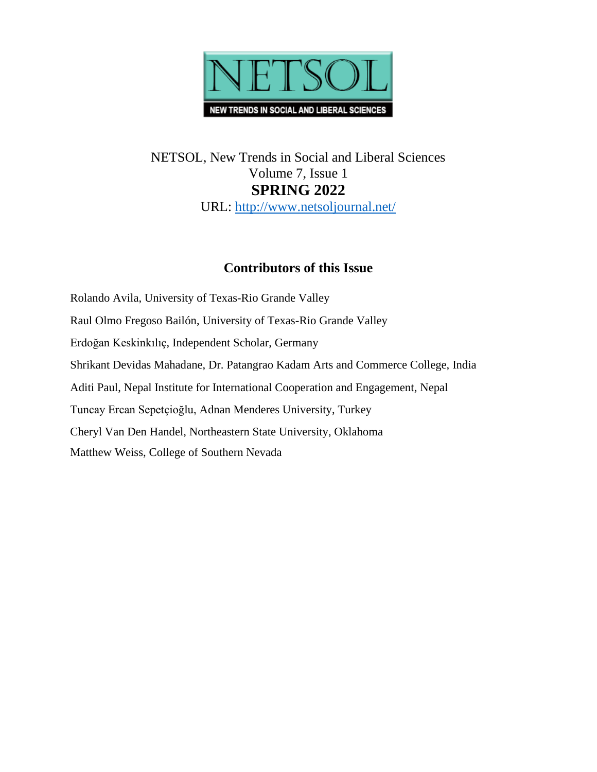NETSOL

NEW TRENDS IN SOCIAL AND LIBERAL SCIENCES

NETSOL, New Trends in Social and Liberal Sciences
Volume 7, Issue 1
**SPRING 2022**
URL: http://www.netsoljournal.net/

## Contributors of this Issue

Rolando Avila, University of Texas-Rio Grande Valley

Raul Olmo Fregoso Bailón, University of Texas-Rio Grande Valley

Erdoğan Keskinkılıç, Independent Scholar, Germany

Shrikant Devidas Mahadane, Dr. Patangrao Kadam Arts and Commerce College, India

Aditi Paul, Nepal Institute for International Cooperation and Engagement, Nepal

Tuncay Ercan Sepetçioğlu, Adnan Menderes University, Turkey

Cheryl Van Den Handel, Northeastern State University, Oklahoma

Matthew Weiss, College of Southern Nevada